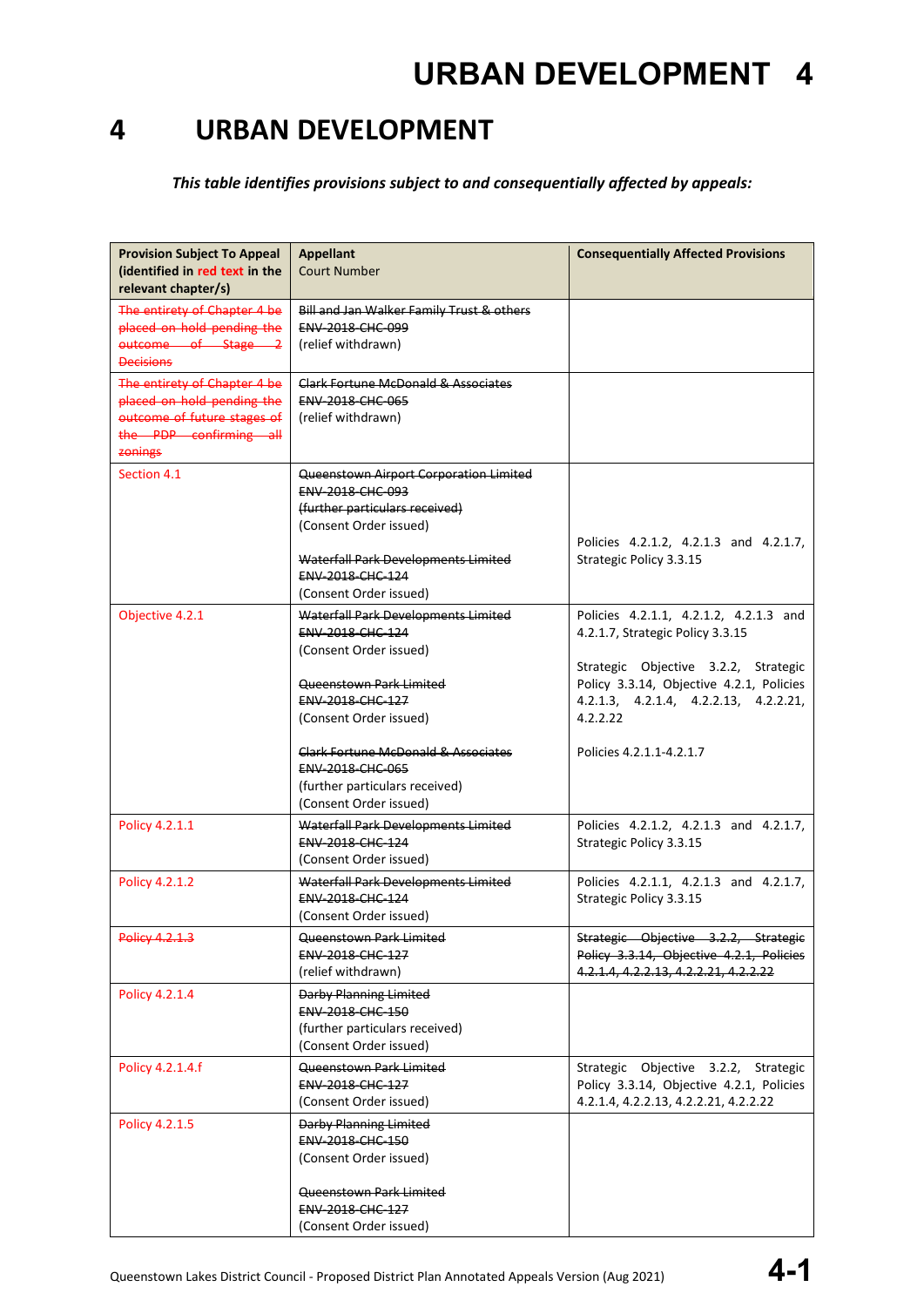# 4 URBAN DEVELOPMENT

***This table identifies provisions subject to and consequentially affected by appeals:***

| Provision Subject To Appeal (identified in red text in the relevant chapter/s) | Appellant Court Number | Consequentially Affected Provisions |
|---|---|---|
| ~~The entirety of Chapter 4 be placed on hold pending the outcome of Stage 2 Decisions~~ | ~~Bill and Jan Walker Family Trust & others~~<br>~~ENV-2018-CHC-099~~<br>(relief withdrawn) | |
| ~~The entirety of Chapter 4 be placed on hold pending the outcome of future stages of the PDP confirming all zonings~~ | ~~Clark Fortune McDonald & Associates~~<br>~~ENV-2018-CHC-065~~<br>(relief withdrawn) | |
| Section 4.1 | ~~Queenstown Airport Corporation Limited~~<br>~~ENV-2018-CHC-093~~<br>~~(further particulars received)~~<br>(Consent Order issued)<br><br>~~Waterfall Park Developments Limited~~<br>~~ENV-2018-CHC-124~~<br>(Consent Order issued) | Policies 4.2.1.2, 4.2.1.3 and 4.2.1.7, Strategic Policy 3.3.15 |
| Objective 4.2.1 | ~~Waterfall Park Developments Limited~~<br>~~ENV-2018-CHC-124~~<br>(Consent Order issued)<br><br>~~Queenstown Park Limited~~<br>~~ENV-2018-CHC-127~~<br>(Consent Order issued)<br><br>~~Clark Fortune McDonald & Associates~~<br>~~ENV-2018-CHC-065~~<br>(further particulars received)<br>(Consent Order issued) | Policies 4.2.1.1, 4.2.1.2, 4.2.1.3 and 4.2.1.7, Strategic Policy 3.3.15<br><br>Strategic Objective 3.2.2, Strategic Policy 3.3.14, Objective 4.2.1, Policies 4.2.1.3, 4.2.1.4, 4.2.2.13, 4.2.2.21, 4.2.2.22<br><br>Policies 4.2.1.1-4.2.1.7 |
| Policy 4.2.1.1 | ~~Waterfall Park Developments Limited~~<br>~~ENV-2018-CHC-124~~<br>(Consent Order issued) | Policies 4.2.1.2, 4.2.1.3 and 4.2.1.7, Strategic Policy 3.3.15 |
| Policy 4.2.1.2 | ~~Waterfall Park Developments Limited~~<br>~~ENV-2018-CHC-124~~<br>(Consent Order issued) | Policies 4.2.1.1, 4.2.1.3 and 4.2.1.7, Strategic Policy 3.3.15 |
| ~~Policy 4.2.1.3~~ | ~~Queenstown Park Limited~~<br>~~ENV-2018-CHC-127~~<br>(relief withdrawn) | ~~Strategic Objective 3.2.2, Strategic Policy 3.3.14, Objective 4.2.1, Policies 4.2.1.4, 4.2.2.13, 4.2.2.21, 4.2.2.22~~ |
| Policy 4.2.1.4 | ~~Darby Planning Limited~~<br>~~ENV-2018-CHC-150~~<br>(further particulars received)<br>(Consent Order issued) | |
| Policy 4.2.1.4.f | ~~Queenstown Park Limited~~<br>~~ENV-2018-CHC-127~~<br>(Consent Order issued) | Strategic Objective 3.2.2, Strategic Policy 3.3.14, Objective 4.2.1, Policies 4.2.1.4, 4.2.2.13, 4.2.2.21, 4.2.2.22 |
| Policy 4.2.1.5 | ~~Darby Planning Limited~~<br>~~ENV-2018-CHC-150~~<br>(Consent Order issued)<br><br>~~Queenstown Park Limited~~<br>~~ENV-2018-CHC-127~~<br>(Consent Order issued) | |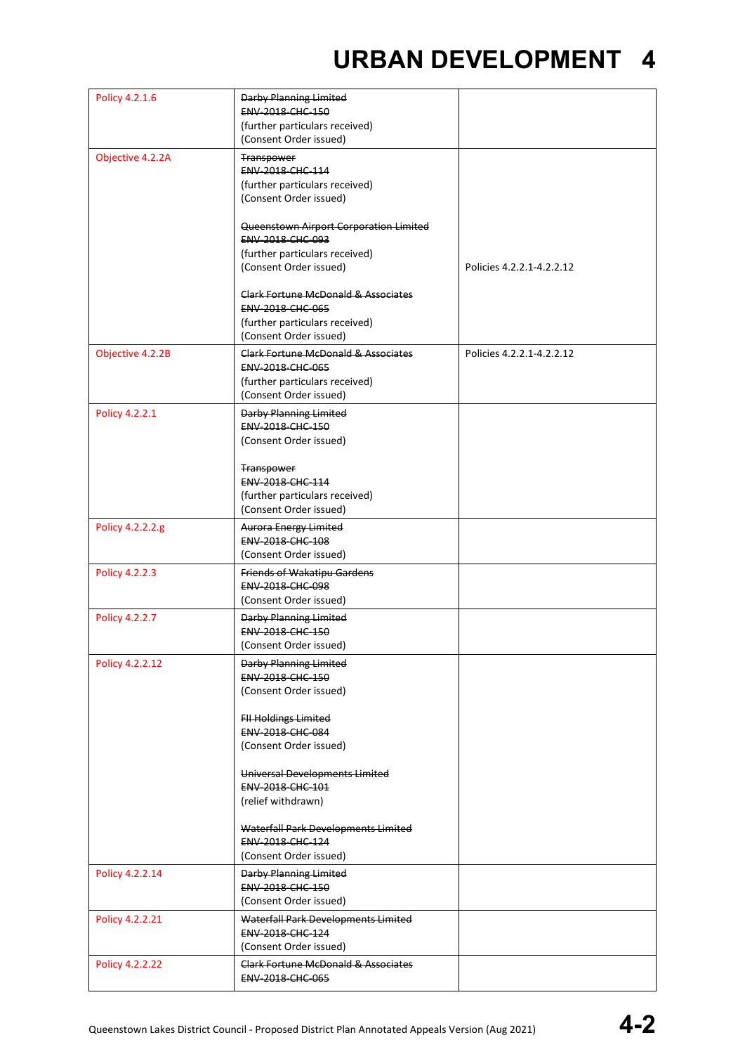# URBAN DEVELOPMENT 4

| | | |
|---|---|---|
| Policy 4.2.1.6 | ~~Darby Planning Limited~~<br>~~ENV-2018-CHC-150~~<br>(further particulars received)<br>(Consent Order issued) | |
| Objective 4.2.2A | ~~Transpower~~<br>~~ENV-2018-CHC-114~~<br>(further particulars received)<br>(Consent Order issued)<br><br>~~Queenstown Airport Corporation Limited~~<br>~~ENV-2018-CHC-093~~<br>(further particulars received)<br>(Consent Order issued)<br><br>~~Clark Fortune McDonald & Associates~~<br>~~ENV-2018-CHC-065~~<br>(further particulars received)<br>(Consent Order issued) | Policies 4.2.2.1-4.2.2.12 |
| Objective 4.2.2B | ~~Clark Fortune McDonald & Associates~~<br>~~ENV-2018-CHC-065~~<br>(further particulars received)<br>(Consent Order issued) | Policies 4.2.2.1-4.2.2.12 |
| Policy 4.2.2.1 | ~~Darby Planning Limited~~<br>~~ENV-2018-CHC-150~~<br>(Consent Order issued)<br><br>~~Transpower~~<br>~~ENV-2018-CHC-114~~<br>(further particulars received)<br>(Consent Order issued) | |
| Policy 4.2.2.2.g | ~~Aurora Energy Limited~~<br>~~ENV-2018-CHC-108~~<br>(Consent Order issued) | |
| Policy 4.2.2.3 | ~~Friends of Wakatipu Gardens~~<br>~~ENV-2018-CHC-098~~<br>(Consent Order issued) | |
| Policy 4.2.2.7 | ~~Darby Planning Limited~~<br>~~ENV-2018-CHC-150~~<br>(Consent Order issued) | |
| Policy 4.2.2.12 | ~~Darby Planning Limited~~<br>~~ENV-2018-CHC-150~~<br>(Consent Order issued)<br><br>~~FII Holdings Limited~~<br>~~ENV-2018-CHC-084~~<br>(Consent Order issued)<br><br>~~Universal Developments Limited~~<br>~~ENV-2018-CHC-101~~<br>(relief withdrawn)<br><br>~~Waterfall Park Developments Limited~~<br>~~ENV-2018-CHC-124~~<br>(Consent Order issued) | |
| Policy 4.2.2.14 | ~~Darby Planning Limited~~<br>~~ENV-2018-CHC-150~~<br>(Consent Order issued) | |
| Policy 4.2.2.21 | ~~Waterfall Park Developments Limited~~<br>~~ENV-2018-CHC-124~~<br>(Consent Order issued) | |
| Policy 4.2.2.22 | ~~Clark Fortune McDonald & Associates~~<br>~~ENV-2018-CHC-065~~ | |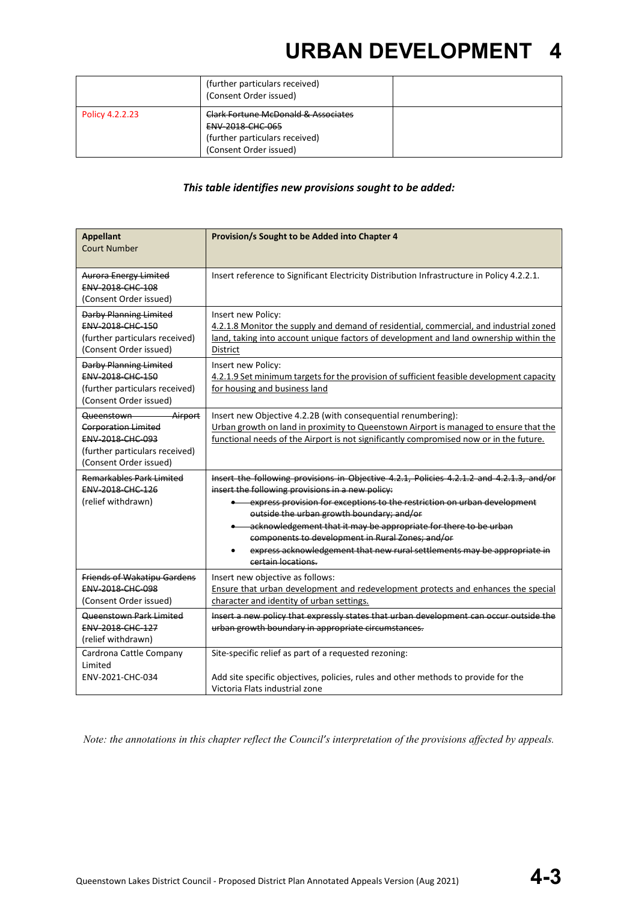# URBAN DEVELOPMENT 4

| | | |
|---|---|---|
| | (further particulars received)<br>(Consent Order issued) | |
| Policy 4.2.2.23 | ~~Clark Fortune McDonald & Associates~~<br>~~ENV-2018-CHC-065~~<br>(further particulars received)<br>(Consent Order issued) | |

***This table identifies new provisions sought to be added:***

| **Appellant**<br>Court Number | **Provision/s Sought to be Added into Chapter 4** |
|---|---|
| ~~Aurora Energy Limited~~<br>~~ENV-2018-CHC-108~~<br>(Consent Order issued) | Insert reference to Significant Electricity Distribution Infrastructure in Policy 4.2.2.1. |
| ~~Darby Planning Limited~~<br>~~ENV-2018-CHC-150~~<br>(further particulars received)<br>(Consent Order issued) | Insert new Policy:<br><u>4.2.1.8 Monitor the supply and demand of residential, commercial, and industrial zoned land, taking into account unique factors of development and land ownership within the District</u> |
| ~~Darby Planning Limited~~<br>~~ENV-2018-CHC-150~~<br>(further particulars received)<br>(Consent Order issued) | Insert new Policy:<br><u>4.2.1.9 Set minimum targets for the provision of sufficient feasible development capacity for housing and business land</u> |
| ~~Queenstown Airport Corporation Limited~~<br>~~ENV-2018-CHC-093~~<br>(further particulars received)<br>(Consent Order issued) | Insert new Objective 4.2.2B (with consequential renumbering):<br><u>Urban growth on land in proximity to Queenstown Airport is managed to ensure that the functional needs of the Airport is not significantly compromised now or in the future.</u> |
| ~~Remarkables Park Limited~~<br>~~ENV-2018-CHC-126~~<br>(relief withdrawn) | ~~Insert the following provisions in Objective 4.2.1, Policies 4.2.1.2 and 4.2.1.3, and/or insert the following provisions in a new policy:~~<br>• ~~express provision for exceptions to the restriction on urban development outside the urban growth boundary; and/or~~<br>• ~~acknowledgement that it may be appropriate for there to be urban components to development in Rural Zones; and/or~~<br>• ~~express acknowledgement that new rural settlements may be appropriate in certain locations.~~ |
| ~~Friends of Wakatipu Gardens~~<br>~~ENV-2018-CHC-098~~<br>(Consent Order issued) | Insert new objective as follows:<br><u>Ensure that urban development and redevelopment protects and enhances the special character and identity of urban settings.</u> |
| ~~Queenstown Park Limited~~<br>~~ENV-2018-CHC-127~~<br>(relief withdrawn) | ~~Insert a new policy that expressly states that urban development can occur outside the urban growth boundary in appropriate circumstances.~~ |
| Cardrona Cattle Company Limited<br>ENV-2021-CHC-034 | Site-specific relief as part of a requested rezoning:<br><br>Add site specific objectives, policies, rules and other methods to provide for the Victoria Flats industrial zone |

*Note: the annotations in this chapter reflect the Council's interpretation of the provisions affected by appeals.*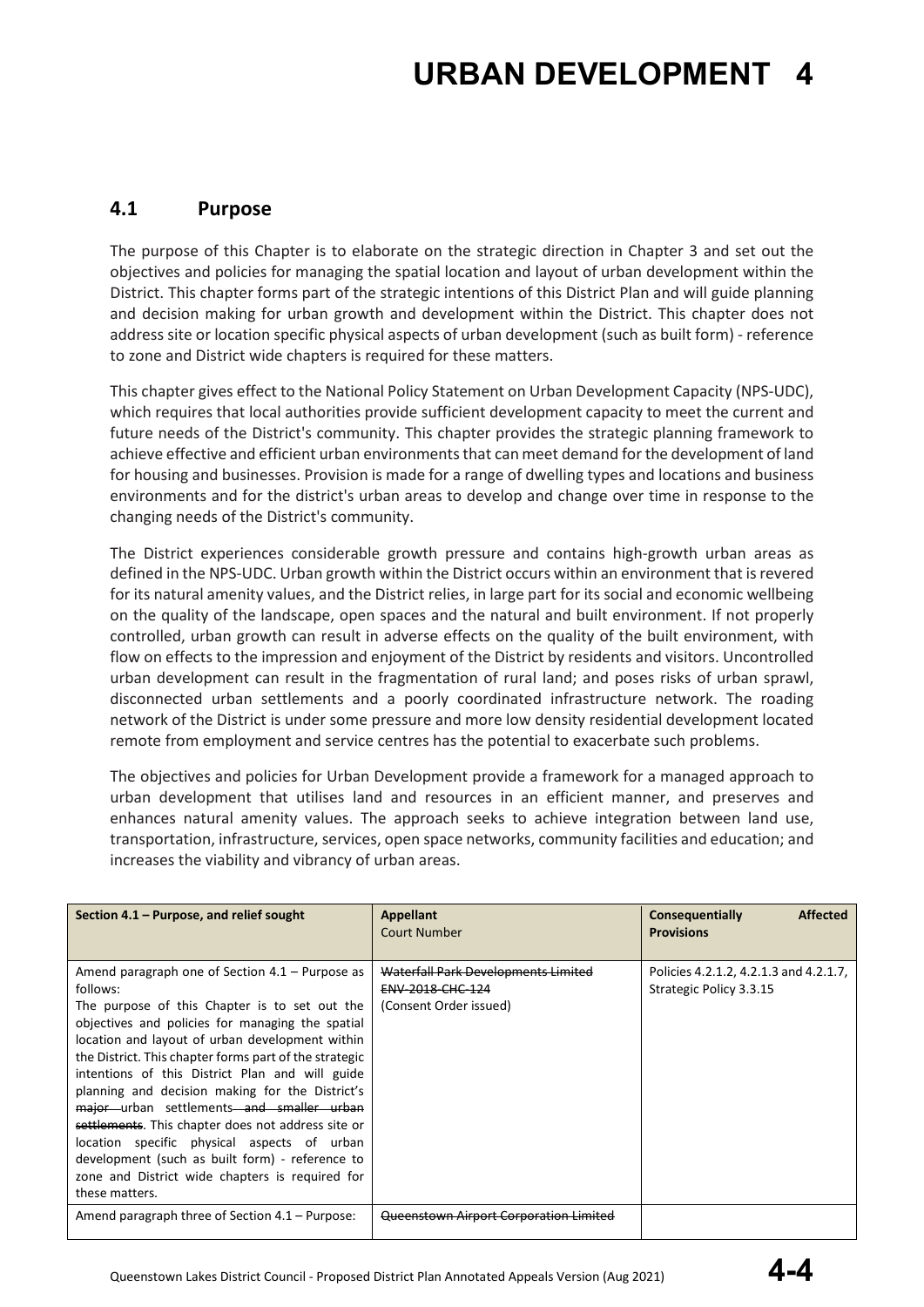# URBAN DEVELOPMENT 4

## 4.1 Purpose

The purpose of this Chapter is to elaborate on the strategic direction in Chapter 3 and set out the objectives and policies for managing the spatial location and layout of urban development within the District. This chapter forms part of the strategic intentions of this District Plan and will guide planning and decision making for urban growth and development within the District. This chapter does not address site or location specific physical aspects of urban development (such as built form) - reference to zone and District wide chapters is required for these matters.

This chapter gives effect to the National Policy Statement on Urban Development Capacity (NPS-UDC), which requires that local authorities provide sufficient development capacity to meet the current and future needs of the District's community. This chapter provides the strategic planning framework to achieve effective and efficient urban environments that can meet demand for the development of land for housing and businesses. Provision is made for a range of dwelling types and locations and business environments and for the district's urban areas to develop and change over time in response to the changing needs of the District's community.

The District experiences considerable growth pressure and contains high-growth urban areas as defined in the NPS-UDC. Urban growth within the District occurs within an environment that is revered for its natural amenity values, and the District relies, in large part for its social and economic wellbeing on the quality of the landscape, open spaces and the natural and built environment. If not properly controlled, urban growth can result in adverse effects on the quality of the built environment, with flow on effects to the impression and enjoyment of the District by residents and visitors. Uncontrolled urban development can result in the fragmentation of rural land; and poses risks of urban sprawl, disconnected urban settlements and a poorly coordinated infrastructure network. The roading network of the District is under some pressure and more low density residential development located remote from employment and service centres has the potential to exacerbate such problems.

The objectives and policies for Urban Development provide a framework for a managed approach to urban development that utilises land and resources in an efficient manner, and preserves and enhances natural amenity values. The approach seeks to achieve integration between land use, transportation, infrastructure, services, open space networks, community facilities and education; and increases the viability and vibrancy of urban areas.

| **Section 4.1 – Purpose, and relief sought** | **Appellant** Court Number | **Consequentially Affected Provisions** |
|---|---|---|
| Amend paragraph one of Section 4.1 – Purpose as follows: The purpose of this Chapter is to set out the objectives and policies for managing the spatial location and layout of urban development within the District. This chapter forms part of the strategic intentions of this District Plan and will guide planning and decision making for the District's ~~major~~ urban settlements ~~and smaller urban settlements~~. This chapter does not address site or location specific physical aspects of urban development (such as built form) - reference to zone and District wide chapters is required for these matters. | ~~Waterfall Park Developments Limited~~ ~~ENV-2018-CHC-124~~ (Consent Order issued) | Policies 4.2.1.2, 4.2.1.3 and 4.2.1.7, Strategic Policy 3.3.15 |
| Amend paragraph three of Section 4.1 – Purpose: | ~~Queenstown Airport Corporation Limited~~ | |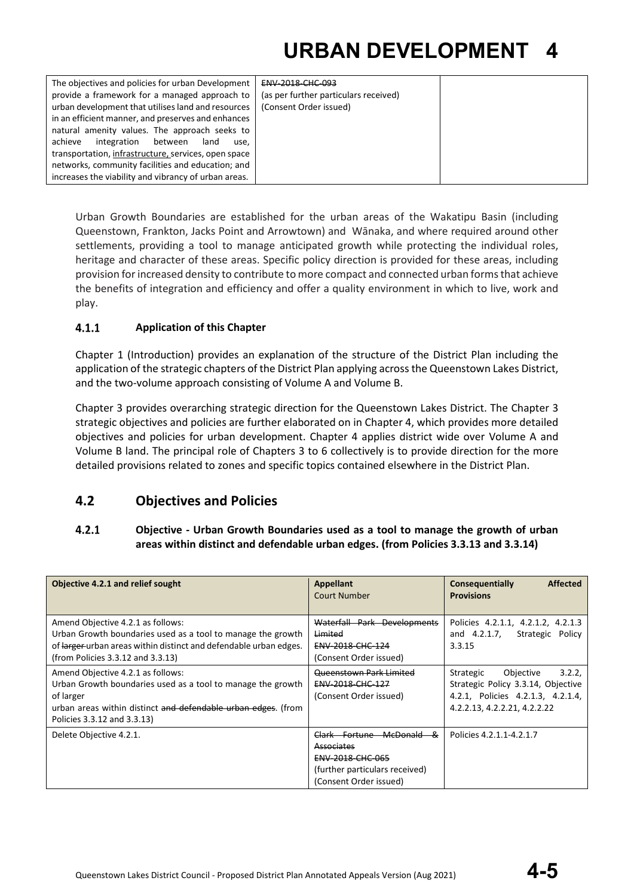| | | |
|---|---|---|
| The objectives and policies for urban Development provide a framework for a managed approach to urban development that utilises land and resources in an efficient manner, and preserves and enhances natural amenity values. The approach seeks to achieve integration between land use, transportation, infrastructure, services, open space networks, community facilities and education; and increases the viability and vibrancy of urban areas. | ~~ENV-2018-CHC-093~~ (as per further particulars received) (Consent Order issued) | |

Urban Growth Boundaries are established for the urban areas of the Wakatipu Basin (including Queenstown, Frankton, Jacks Point and Arrowtown) and Wānaka, and where required around other settlements, providing a tool to manage anticipated growth while protecting the individual roles, heritage and character of these areas. Specific policy direction is provided for these areas, including provision for increased density to contribute to more compact and connected urban forms that achieve the benefits of integration and efficiency and offer a quality environment in which to live, work and play.

### 4.1.1 Application of this Chapter

Chapter 1 (Introduction) provides an explanation of the structure of the District Plan including the application of the strategic chapters of the District Plan applying across the Queenstown Lakes District, and the two-volume approach consisting of Volume A and Volume B.

Chapter 3 provides overarching strategic direction for the Queenstown Lakes District. The Chapter 3 strategic objectives and policies are further elaborated on in Chapter 4, which provides more detailed objectives and policies for urban development. Chapter 4 applies district wide over Volume A and Volume B land. The principal role of Chapters 3 to 6 collectively is to provide direction for the more detailed provisions related to zones and specific topics contained elsewhere in the District Plan.

## 4.2 Objectives and Policies

### 4.2.1 Objective - Urban Growth Boundaries used as a tool to manage the growth of urban areas within distinct and defendable urban edges. (from Policies 3.3.13 and 3.3.14)

| **Objective 4.2.1 and relief sought** | **Appellant** Court Number | **Consequentially Affected Provisions** |
|---|---|---|
| Amend Objective 4.2.1 as follows: Urban Growth boundaries used as a tool to manage the growth of ~~larger~~ urban areas within distinct and defendable urban edges. (from Policies 3.3.12 and 3.3.13) | ~~Waterfall Park Developments Limited~~ ~~ENV-2018-CHC-124~~ (Consent Order issued) | Policies 4.2.1.1, 4.2.1.2, 4.2.1.3 and 4.2.1.7, Strategic Policy 3.3.15 |
| Amend Objective 4.2.1 as follows: Urban Growth boundaries used as a tool to manage the growth of larger urban areas within distinct ~~and defendable urban edges~~. (from Policies 3.3.12 and 3.3.13) | ~~Queenstown Park Limited~~ ~~ENV-2018-CHC-127~~ (Consent Order issued) | Strategic Objective 3.2.2, Strategic Policy 3.3.14, Objective 4.2.1, Policies 4.2.1.3, 4.2.1.4, 4.2.2.13, 4.2.2.21, 4.2.2.22 |
| Delete Objective 4.2.1. | ~~Clark Fortune McDonald & Associates~~ ~~ENV-2018-CHC-065~~ (further particulars received) (Consent Order issued) | Policies 4.2.1.1-4.2.1.7 |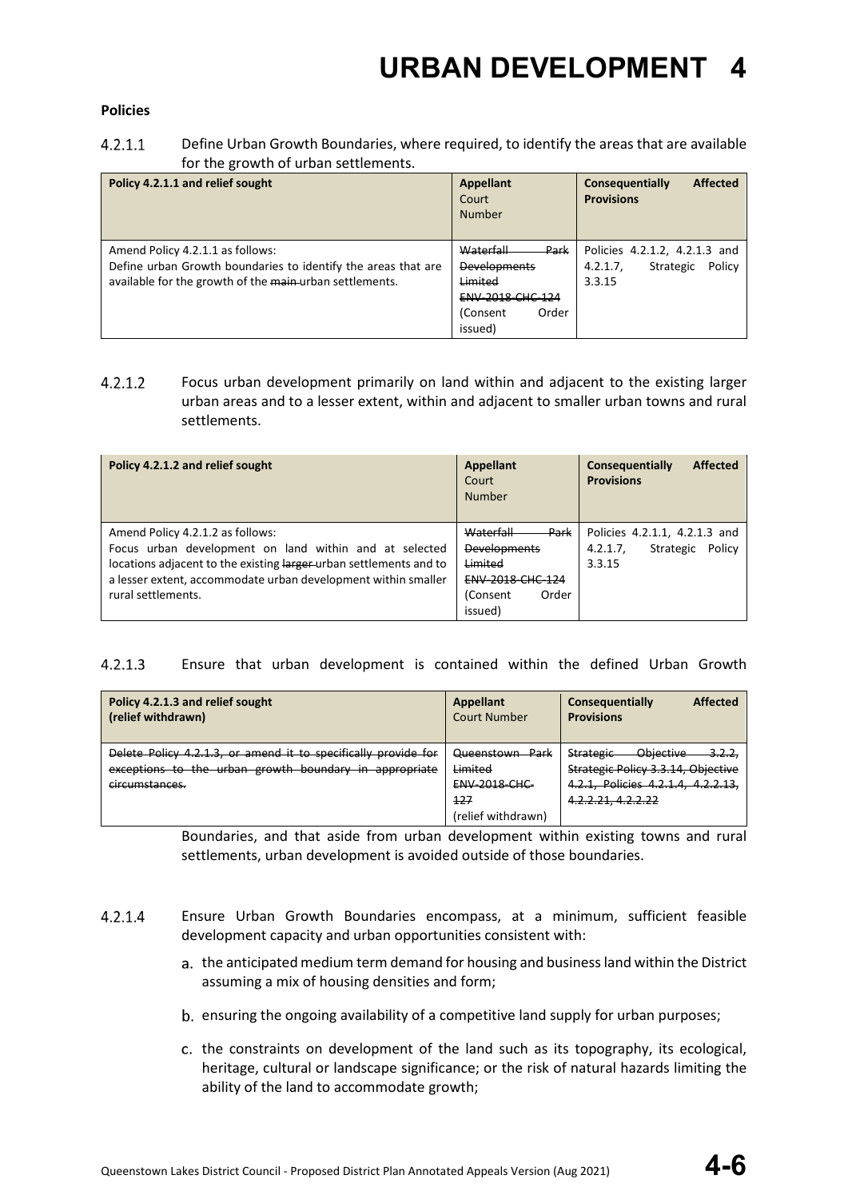**Policies**

4.2.1.1 Define Urban Growth Boundaries, where required, to identify the areas that are available for the growth of urban settlements.

| Policy 4.2.1.1 and relief sought | Appellant Court Number | Consequentially Affected Provisions |
|---|---|---|
| Amend Policy 4.2.1.1 as follows: Define urban Growth boundaries to identify the areas that are available for the growth of the ~~main~~ urban settlements. | ~~Waterfall Park Developments Limited ENV-2018-CHC-124~~ (Consent Order issued) | Policies 4.2.1.2, 4.2.1.3 and 4.2.1.7, Strategic Policy 3.3.15 |

4.2.1.2 Focus urban development primarily on land within and adjacent to the existing larger urban areas and to a lesser extent, within and adjacent to smaller urban towns and rural settlements.

| Policy 4.2.1.2 and relief sought | Appellant Court Number | Consequentially Affected Provisions |
|---|---|---|
| Amend Policy 4.2.1.2 as follows: Focus urban development on land within and at selected locations adjacent to the existing ~~larger~~ urban settlements and to a lesser extent, accommodate urban development within smaller rural settlements. | ~~Waterfall Park Developments Limited ENV-2018-CHC-124~~ (Consent Order issued) | Policies 4.2.1.1, 4.2.1.3 and 4.2.1.7, Strategic Policy 3.3.15 |

4.2.1.3 Ensure that urban development is contained within the defined Urban Growth Boundaries, and that aside from urban development within existing towns and rural settlements, urban development is avoided outside of those boundaries.

| Policy 4.2.1.3 and relief sought (relief withdrawn) | Appellant Court Number | Consequentially Affected Provisions |
|---|---|---|
| ~~Delete Policy 4.2.1.3, or amend it to specifically provide for exceptions to the urban growth boundary in appropriate circumstances.~~ | ~~Queenstown Park Limited ENV-2018-CHC-127~~ (relief withdrawn) | ~~Strategic Objective 3.2.2, Strategic Policy 3.3.14, Objective 4.2.1, Policies 4.2.1.4, 4.2.2.13, 4.2.2.21, 4.2.2.22~~ |

4.2.1.4 Ensure Urban Growth Boundaries encompass, at a minimum, sufficient feasible development capacity and urban opportunities consistent with:

a. the anticipated medium term demand for housing and business land within the District assuming a mix of housing densities and form;

b. ensuring the ongoing availability of a competitive land supply for urban purposes;

c. the constraints on development of the land such as its topography, its ecological, heritage, cultural or landscape significance; or the risk of natural hazards limiting the ability of the land to accommodate growth;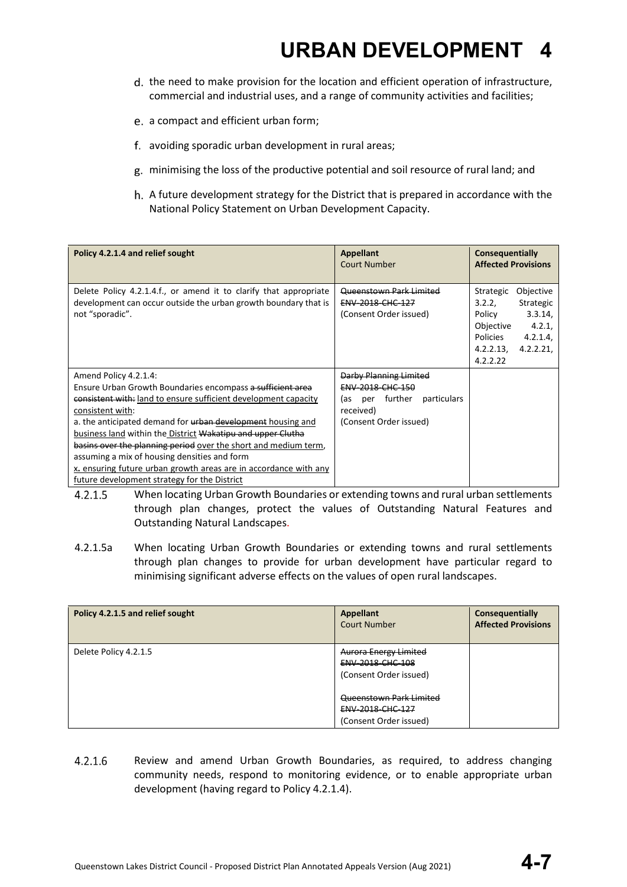d. the need to make provision for the location and efficient operation of infrastructure, commercial and industrial uses, and a range of community activities and facilities;

e. a compact and efficient urban form;

f. avoiding sporadic urban development in rural areas;

g. minimising the loss of the productive potential and soil resource of rural land; and

h. A future development strategy for the District that is prepared in accordance with the National Policy Statement on Urban Development Capacity.

| Policy 4.2.1.4 and relief sought | Appellant<br>Court Number | Consequentially Affected Provisions |
|---|---|---|
| Delete Policy 4.2.1.4.f., or amend it to clarify that appropriate development can occur outside the urban growth boundary that is not "sporadic". | ~~Queenstown Park Limited~~<br>~~ENV-2018-CHC-127~~<br>(Consent Order issued) | Strategic Objective 3.2.2, Strategic Policy 3.3.14, Objective 4.2.1, Policies 4.2.1.4, 4.2.2.13, 4.2.2.21, 4.2.2.22 |
| Amend Policy 4.2.1.4:<br>Ensure Urban Growth Boundaries encompass ~~a sufficient area consistent with:~~ <u>land to ensure sufficient development capacity consistent with</u>:<br>a. the anticipated demand for ~~urban development~~ <u>housing and business land</u> within the <u>District</u> ~~Wakatipu and upper Clutha basins over the planning period~~ <u>over the short and medium term</u>, assuming a mix of housing densities and form<br><u>x. ensuring future urban growth areas are in accordance with any future development strategy for the District</u> | ~~Darby Planning Limited~~<br>~~ENV-2018-CHC-150~~<br>(as per further particulars received)<br>(Consent Order issued) | |

4.2.1.5 When locating Urban Growth Boundaries or extending towns and rural urban settlements through plan changes, protect the values of Outstanding Natural Features and Outstanding Natural Landscapes.

4.2.1.5a When locating Urban Growth Boundaries or extending towns and rural settlements through plan changes to provide for urban development have particular regard to minimising significant adverse effects on the values of open rural landscapes.

| Policy 4.2.1.5 and relief sought | Appellant<br>Court Number | Consequentially Affected Provisions |
|---|---|---|
| Delete Policy 4.2.1.5 | ~~Aurora Energy Limited~~<br>~~ENV-2018-CHC-108~~<br>(Consent Order issued)<br><br>~~Queenstown Park Limited~~<br>~~ENV-2018-CHC-127~~<br>(Consent Order issued) | |

4.2.1.6 Review and amend Urban Growth Boundaries, as required, to address changing community needs, respond to monitoring evidence, or to enable appropriate urban development (having regard to Policy 4.2.1.4).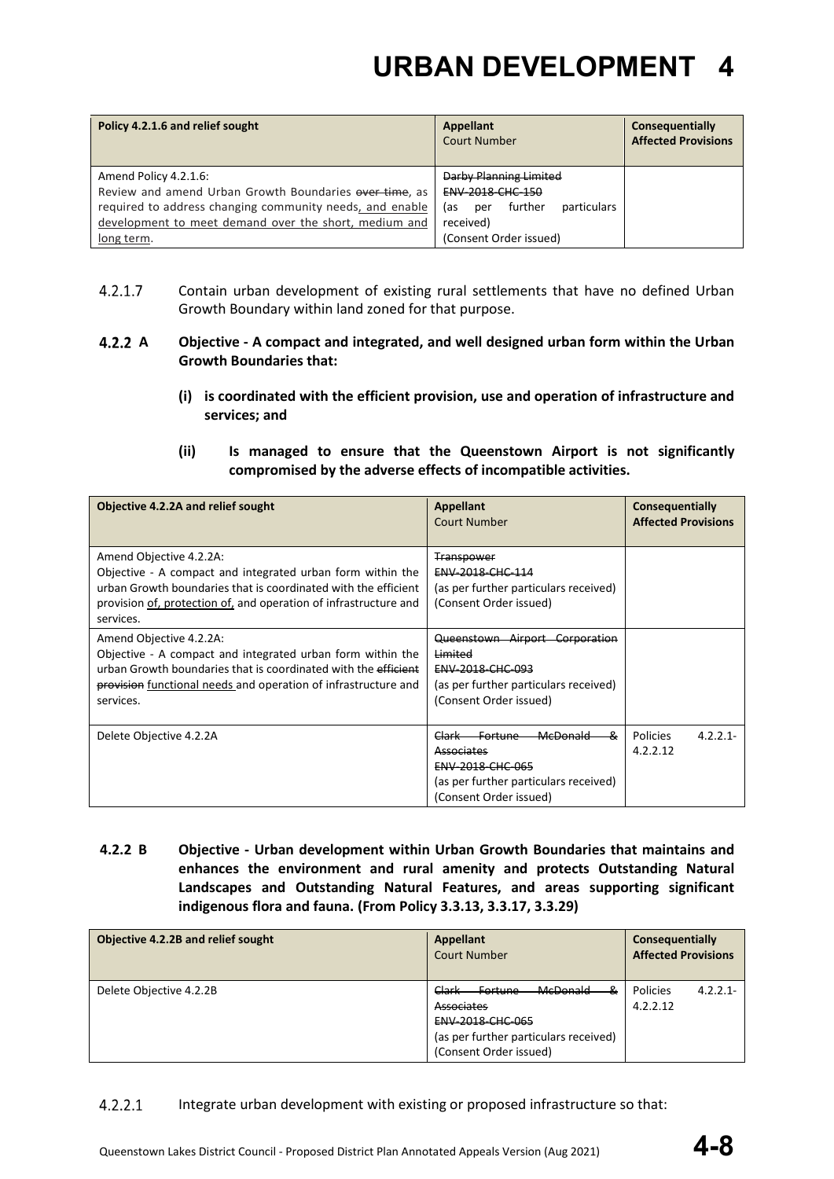| Policy 4.2.1.6 and relief sought | Appellant<br>Court Number | Consequentially Affected Provisions |
|---|---|---|
| Amend Policy 4.2.1.6:<br>Review and amend Urban Growth Boundaries ~~over time~~, as required to address changing community needs, and enable development to meet demand over the short, medium and long term. | ~~Darby Planning Limited~~<br>~~ENV-2018-CHC-150~~<br>(as per further particulars received)<br>(Consent Order issued) | |

4.2.1.7 Contain urban development of existing rural settlements that have no defined Urban Growth Boundary within land zoned for that purpose.

**4.2.2 A Objective - A compact and integrated, and well designed urban form within the Urban Growth Boundaries that:**

**(i) is coordinated with the efficient provision, use and operation of infrastructure and services; and**

**(ii) Is managed to ensure that the Queenstown Airport is not significantly compromised by the adverse effects of incompatible activities.**

| Objective 4.2.2A and relief sought | Appellant<br>Court Number | Consequentially Affected Provisions |
|---|---|---|
| Amend Objective 4.2.2A:<br>Objective - A compact and integrated urban form within the urban Growth boundaries that is coordinated with the efficient provision of, protection of, and operation of infrastructure and services. | ~~Transpower~~<br>~~ENV-2018-CHC-114~~<br>(as per further particulars received)<br>(Consent Order issued) | |
| Amend Objective 4.2.2A:<br>Objective - A compact and integrated urban form within the urban Growth boundaries that is coordinated with the ~~efficient provision~~ functional needs and operation of infrastructure and services. | ~~Queenstown Airport Corporation Limited~~<br>~~ENV-2018-CHC-093~~<br>(as per further particulars received)<br>(Consent Order issued) | |
| Delete Objective 4.2.2A | ~~Clark Fortune McDonald & Associates~~<br>~~ENV-2018-CHC-065~~<br>(as per further particulars received)<br>(Consent Order issued) | Policies 4.2.2.1-4.2.2.12 |

**4.2.2 B Objective - Urban development within Urban Growth Boundaries that maintains and enhances the environment and rural amenity and protects Outstanding Natural Landscapes and Outstanding Natural Features, and areas supporting significant indigenous flora and fauna. (From Policy 3.3.13, 3.3.17, 3.3.29)**

| Objective 4.2.2B and relief sought | Appellant<br>Court Number | Consequentially Affected Provisions |
|---|---|---|
| Delete Objective 4.2.2B | ~~Clark Fortune McDonald & Associates~~<br>~~ENV-2018-CHC-065~~<br>(as per further particulars received)<br>(Consent Order issued) | Policies 4.2.2.1-4.2.2.12 |

4.2.2.1 Integrate urban development with existing or proposed infrastructure so that: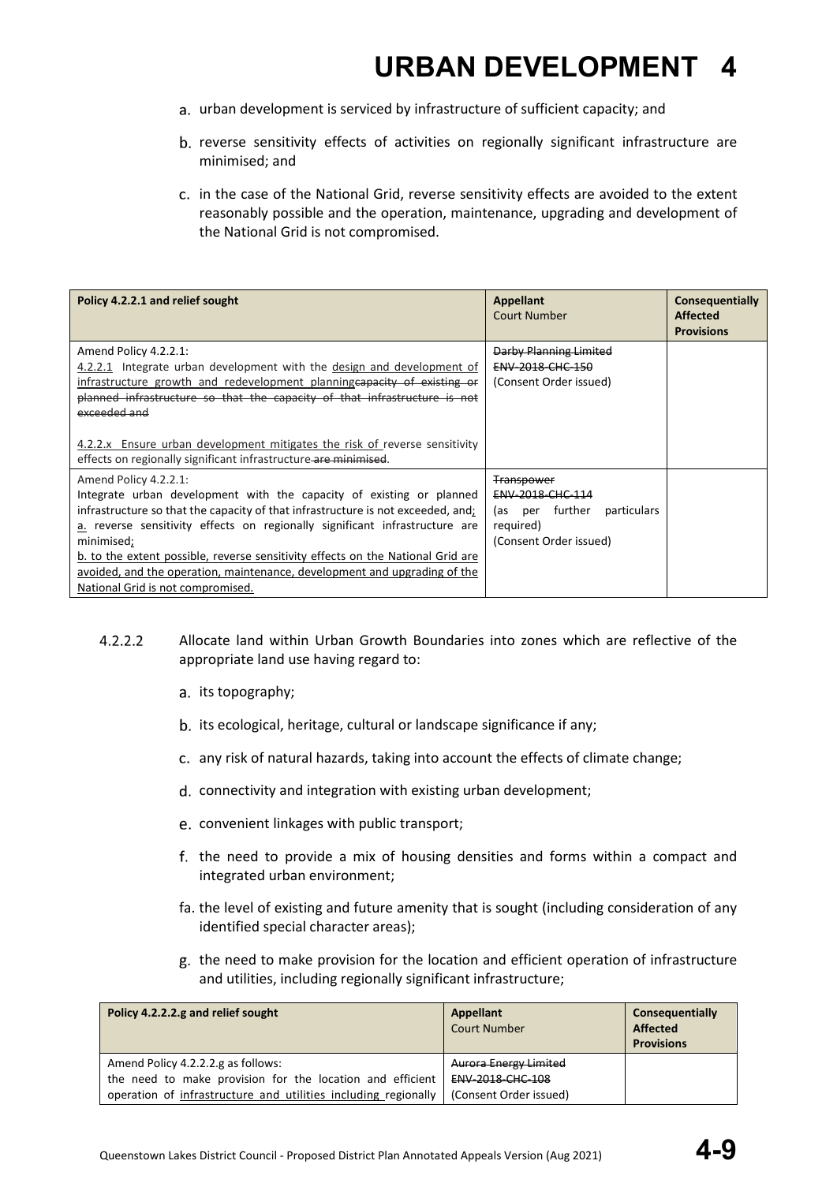a. urban development is serviced by infrastructure of sufficient capacity; and

b. reverse sensitivity effects of activities on regionally significant infrastructure are minimised; and

c. in the case of the National Grid, reverse sensitivity effects are avoided to the extent reasonably possible and the operation, maintenance, upgrading and development of the National Grid is not compromised.

| **Policy 4.2.2.1 and relief sought** | **Appellant** Court Number | **Consequentially Affected Provisions** |
|---|---|---|
| Amend Policy 4.2.2.1: 4.2.2.1 Integrate urban development with the design and development of infrastructure growth and redevelopment planning~~capacity of existing or planned infrastructure so that the capacity of that infrastructure is not exceeded and~~ <br><br> 4.2.2.x Ensure urban development mitigates the risk of reverse sensitivity effects on regionally significant infrastructure ~~are minimised~~. | ~~Darby Planning Limited~~ ~~ENV-2018-CHC-150~~ (Consent Order issued) | |
| Amend Policy 4.2.2.1: Integrate urban development with the capacity of existing or planned infrastructure so that the capacity of that infrastructure is not exceeded, and; a. reverse sensitivity effects on regionally significant infrastructure are minimised; b. to the extent possible, reverse sensitivity effects on the National Grid are avoided, and the operation, maintenance, development and upgrading of the National Grid is not compromised. | ~~Transpower~~ ~~ENV-2018-CHC-114~~ (as per further particulars required) (Consent Order issued) | |

4.2.2.2 Allocate land within Urban Growth Boundaries into zones which are reflective of the appropriate land use having regard to:

a. its topography;

b. its ecological, heritage, cultural or landscape significance if any;

c. any risk of natural hazards, taking into account the effects of climate change;

d. connectivity and integration with existing urban development;

e. convenient linkages with public transport;

f. the need to provide a mix of housing densities and forms within a compact and integrated urban environment;

fa. the level of existing and future amenity that is sought (including consideration of any identified special character areas);

g. the need to make provision for the location and efficient operation of infrastructure and utilities, including regionally significant infrastructure;

| **Policy 4.2.2.2.g and relief sought** | **Appellant** Court Number | **Consequentially Affected Provisions** |
|---|---|---|
| Amend Policy 4.2.2.2.g as follows: the need to make provision for the location and efficient operation of infrastructure and utilities including regionally | ~~Aurora Energy Limited~~ ~~ENV-2018-CHC-108~~ (Consent Order issued) | |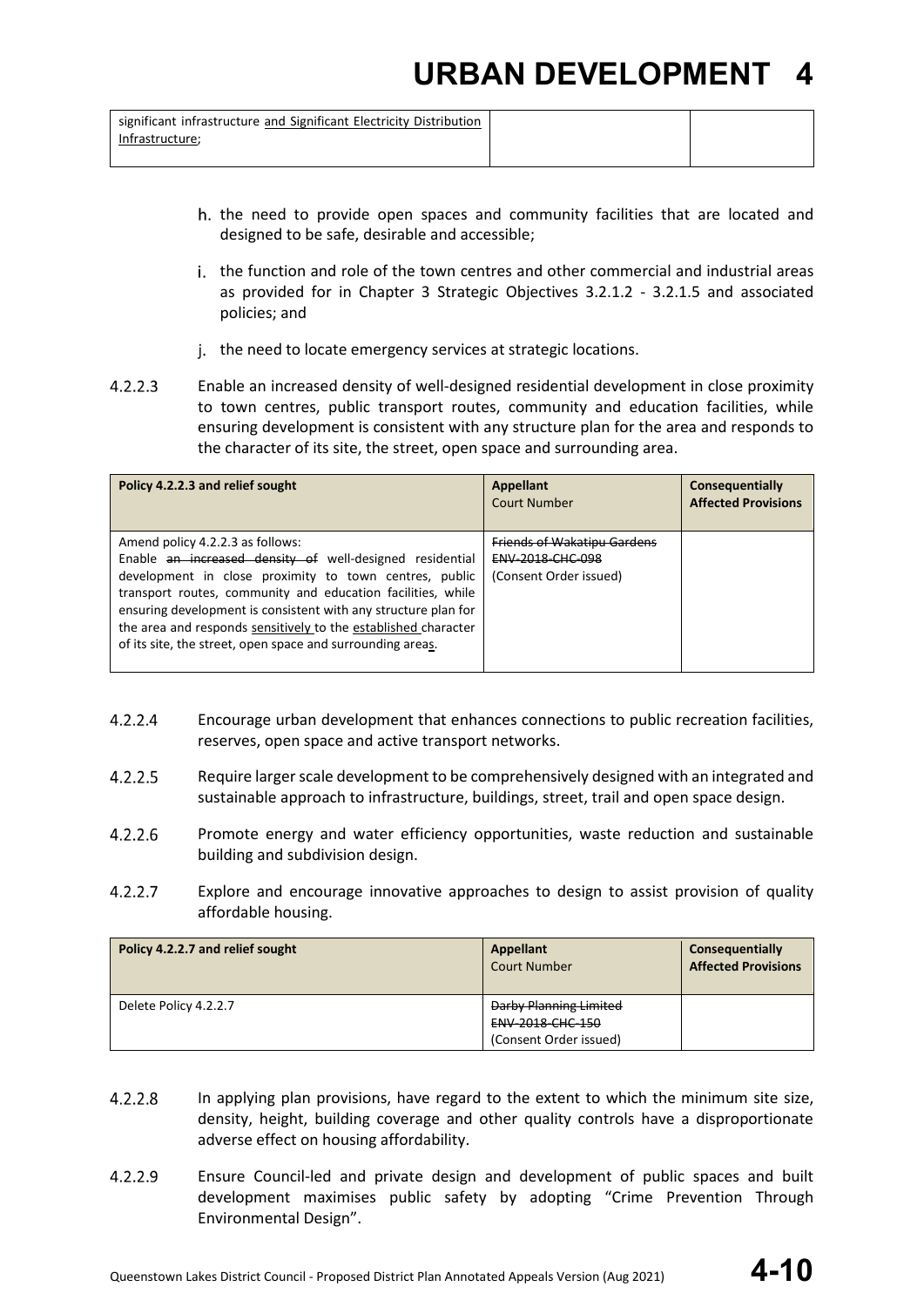| significant infrastructure <u>and Significant Electricity Distribution Infrastructure</u>; | | |
|---|---|---|

h. the need to provide open spaces and community facilities that are located and designed to be safe, desirable and accessible;

i. the function and role of the town centres and other commercial and industrial areas as provided for in Chapter 3 Strategic Objectives 3.2.1.2 - 3.2.1.5 and associated policies; and

j. the need to locate emergency services at strategic locations.

4.2.2.3 Enable an increased density of well-designed residential development in close proximity to town centres, public transport routes, community and education facilities, while ensuring development is consistent with any structure plan for the area and responds to the character of its site, the street, open space and surrounding area.

| Policy 4.2.2.3 and relief sought | Appellant<br>Court Number | Consequentially Affected Provisions |
|---|---|---|
| Amend policy 4.2.2.3 as follows:<br>Enable ~~an increased density of~~ well-designed residential development in close proximity to town centres, public transport routes, community and education facilities, while ensuring development is consistent with any structure plan for the area and responds <u>sensitively</u> to the <u>established</u> character of its site, the street, open space and surrounding area<u>s</u>. | ~~Friends of Wakatipu Gardens~~<br>~~ENV-2018-CHC-098~~<br>(Consent Order issued) | |

4.2.2.4 Encourage urban development that enhances connections to public recreation facilities, reserves, open space and active transport networks.

4.2.2.5 Require larger scale development to be comprehensively designed with an integrated and sustainable approach to infrastructure, buildings, street, trail and open space design.

4.2.2.6 Promote energy and water efficiency opportunities, waste reduction and sustainable building and subdivision design.

4.2.2.7 Explore and encourage innovative approaches to design to assist provision of quality affordable housing.

| Policy 4.2.2.7 and relief sought | Appellant<br>Court Number | Consequentially Affected Provisions |
|---|---|---|
| Delete Policy 4.2.2.7 | ~~Darby Planning Limited~~<br>~~ENV-2018-CHC-150~~<br>(Consent Order issued) | |

4.2.2.8 In applying plan provisions, have regard to the extent to which the minimum site size, density, height, building coverage and other quality controls have a disproportionate adverse effect on housing affordability.

4.2.2.9 Ensure Council-led and private design and development of public spaces and built development maximises public safety by adopting "Crime Prevention Through Environmental Design".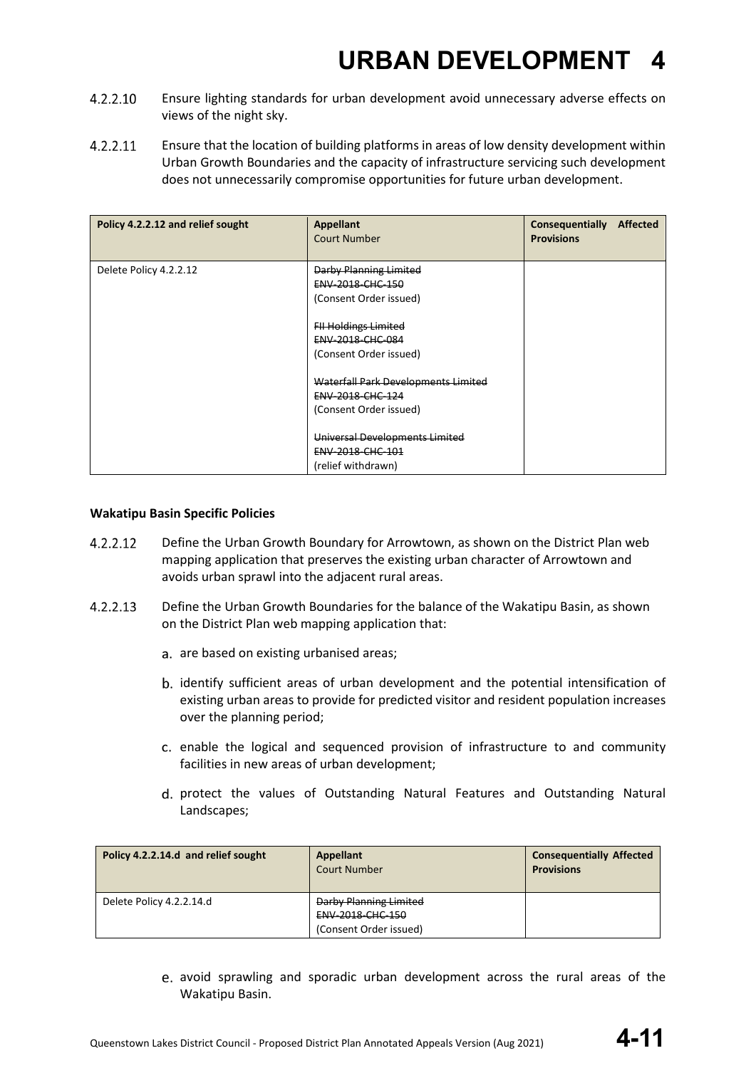4.2.2.10 Ensure lighting standards for urban development avoid unnecessary adverse effects on views of the night sky.

4.2.2.11 Ensure that the location of building platforms in areas of low density development within Urban Growth Boundaries and the capacity of infrastructure servicing such development does not unnecessarily compromise opportunities for future urban development.

| Policy 4.2.2.12 and relief sought | Appellant<br>Court Number | Consequentially Affected Provisions |
|---|---|---|
| Delete Policy 4.2.2.12 | ~~Darby Planning Limited~~<br>~~ENV-2018-CHC-150~~<br>(Consent Order issued)<br><br>~~FII Holdings Limited~~<br>~~ENV-2018-CHC-084~~<br>(Consent Order issued)<br><br>~~Waterfall Park Developments Limited~~<br>~~ENV-2018-CHC-124~~<br>(Consent Order issued)<br><br>~~Universal Developments Limited~~<br>~~ENV-2018-CHC-101~~<br>(relief withdrawn) | |

**Wakatipu Basin Specific Policies**

4.2.2.12 Define the Urban Growth Boundary for Arrowtown, as shown on the District Plan web mapping application that preserves the existing urban character of Arrowtown and avoids urban sprawl into the adjacent rural areas.

4.2.2.13 Define the Urban Growth Boundaries for the balance of the Wakatipu Basin, as shown on the District Plan web mapping application that:

a. are based on existing urbanised areas;

b. identify sufficient areas of urban development and the potential intensification of existing urban areas to provide for predicted visitor and resident population increases over the planning period;

c. enable the logical and sequenced provision of infrastructure to and community facilities in new areas of urban development;

d. protect the values of Outstanding Natural Features and Outstanding Natural Landscapes;

| Policy 4.2.2.14.d and relief sought | Appellant<br>Court Number | Consequentially Affected Provisions |
|---|---|---|
| Delete Policy 4.2.2.14.d | ~~Darby Planning Limited~~<br>~~ENV-2018-CHC-150~~<br>(Consent Order issued) | |

e. avoid sprawling and sporadic urban development across the rural areas of the Wakatipu Basin.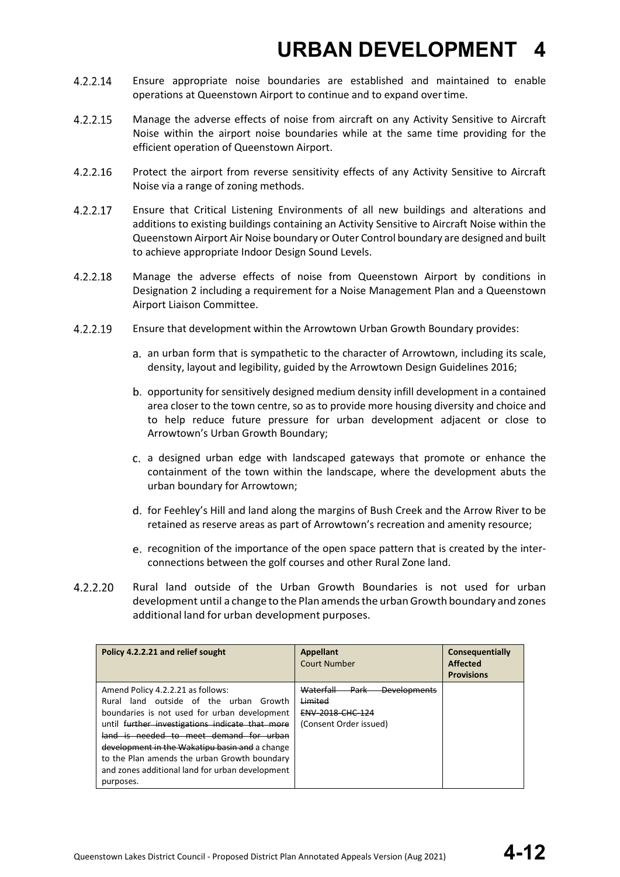4.2.2.14 Ensure appropriate noise boundaries are established and maintained to enable operations at Queenstown Airport to continue and to expand over time.

4.2.2.15 Manage the adverse effects of noise from aircraft on any Activity Sensitive to Aircraft Noise within the airport noise boundaries while at the same time providing for the efficient operation of Queenstown Airport.

4.2.2.16 Protect the airport from reverse sensitivity effects of any Activity Sensitive to Aircraft Noise via a range of zoning methods.

4.2.2.17 Ensure that Critical Listening Environments of all new buildings and alterations and additions to existing buildings containing an Activity Sensitive to Aircraft Noise within the Queenstown Airport Air Noise boundary or Outer Control boundary are designed and built to achieve appropriate Indoor Design Sound Levels.

4.2.2.18 Manage the adverse effects of noise from Queenstown Airport by conditions in Designation 2 including a requirement for a Noise Management Plan and a Queenstown Airport Liaison Committee.

4.2.2.19 Ensure that development within the Arrowtown Urban Growth Boundary provides:

a. an urban form that is sympathetic to the character of Arrowtown, including its scale, density, layout and legibility, guided by the Arrowtown Design Guidelines 2016;

b. opportunity for sensitively designed medium density infill development in a contained area closer to the town centre, so as to provide more housing diversity and choice and to help reduce future pressure for urban development adjacent or close to Arrowtown's Urban Growth Boundary;

c. a designed urban edge with landscaped gateways that promote or enhance the containment of the town within the landscape, where the development abuts the urban boundary for Arrowtown;

d. for Feehley's Hill and land along the margins of Bush Creek and the Arrow River to be retained as reserve areas as part of Arrowtown's recreation and amenity resource;

e. recognition of the importance of the open space pattern that is created by the inter-connections between the golf courses and other Rural Zone land.

4.2.2.20 Rural land outside of the Urban Growth Boundaries is not used for urban development until a change to the Plan amends the urban Growth boundary and zones additional land for urban development purposes.

| **Policy 4.2.2.21 and relief sought** | **Appellant** Court Number | **Consequentially Affected Provisions** |
|---|---|---|
| Amend Policy 4.2.2.21 as follows: Rural land outside of the urban Growth boundaries is not used for urban development until ~~further investigations indicate that more land is needed to meet demand for urban development in the Wakatipu basin and~~ a change to the Plan amends the urban Growth boundary and zones additional land for urban development purposes. | ~~Waterfall Park Developments Limited~~ ~~ENV-2018-CHC-124~~ (Consent Order issued) | |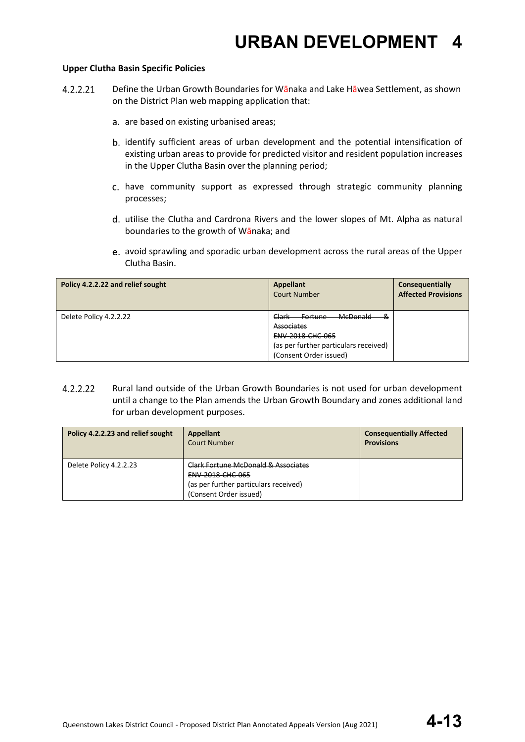**Upper Clutha Basin Specific Policies**

4.2.2.21 Define the Urban Growth Boundaries for Wānaka and Lake Hāwea Settlement, as shown on the District Plan web mapping application that:

a. are based on existing urbanised areas;

b. identify sufficient areas of urban development and the potential intensification of existing urban areas to provide for predicted visitor and resident population increases in the Upper Clutha Basin over the planning period;

c. have community support as expressed through strategic community planning processes;

d. utilise the Clutha and Cardrona Rivers and the lower slopes of Mt. Alpha as natural boundaries to the growth of Wānaka; and

e. avoid sprawling and sporadic urban development across the rural areas of the Upper Clutha Basin.

| **Policy 4.2.2.22 and relief sought** | **Appellant** Court Number | **Consequentially Affected Provisions** |
|---|---|---|
| Delete Policy 4.2.2.22 | ~~Clark Fortune McDonald & Associates~~ ~~ENV-2018-CHC-065~~ (as per further particulars received) (Consent Order issued) | |

4.2.2.22 Rural land outside of the Urban Growth Boundaries is not used for urban development until a change to the Plan amends the Urban Growth Boundary and zones additional land for urban development purposes.

| **Policy 4.2.2.23 and relief sought** | **Appellant** Court Number | **Consequentially Affected Provisions** |
|---|---|---|
| Delete Policy 4.2.2.23 | ~~Clark Fortune McDonald & Associates~~ ~~ENV-2018-CHC-065~~ (as per further particulars received) (Consent Order issued) | |